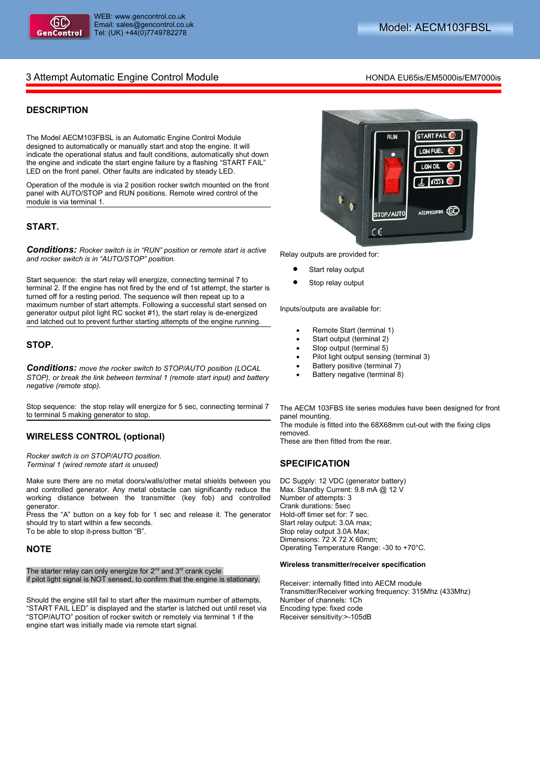WEB: www.gencontrol.co.uk
Email: sales@gencontrol.co.uk
Tel: (UK) +44(0)7749782278

Model: AECM103FBSL

# 3 Attempt Automatic Engine Control Module

HONDA EU65is/EM5000is/EM7000is

## DESCRIPTION

The Model AECM103FBSL is an Automatic Engine Control Module designed to automatically or manually start and stop the engine. It will indicate the operational status and fault conditions, automatically shut down the engine and indicate the start engine failure by a flashing "START FAIL" LED on the front panel. Other faults are indicated by steady LED.

Operation of the module is via 2 position rocker switch mounted on the front panel with AUTO/STOP and RUN positions. Remote wired control of the module is via terminal 1.

## START.

***Conditions:*** *Rocker switch is in "RUN" position* or *remote start is active and rocker switch is in "AUTO/STOP" position.*

Start sequence: the start relay will energize, connecting terminal 7 to terminal 2. If the engine has not fired by the end of 1st attempt, the starter is turned off for a resting period. The sequence will then repeat up to a maximum number of start attempts. Following a successful start sensed on generator output pilot light RC socket #1), the start relay is de-energized and latched out to prevent further starting attempts of the engine running.

## STOP.

***Conditions:*** *move the rocker switch to STOP/AUTO position (LOCAL STOP), or break the link between terminal 1 (remote start input) and battery negative (remote stop).*

Stop sequence: the stop relay will energize for 5 sec, connecting terminal 7 to terminal 5 making generator to stop.

## WIRELESS CONTROL (optional)

*Rocker switch is on STOP/AUTO position.*
*Terminal 1 (wired remote start is unused)*

Make sure there are no metal doors/walls/other metal shields between you and controlled generator. Any metal obstacle can significantly reduce the working distance between the transmitter (key fob) and controlled generator.
Press the "A" button on a key fob for 1 sec and release it. The generator should try to start within a few seconds.
To be able to stop it-press button "B".

## NOTE

The starter relay can only energize for 2nd and 3rd crank cycle if pilot light signal is NOT sensed, to confirm that the engine is stationary.

Should the engine still fail to start after the maximum number of attempts, "START FAIL LED" is displayed and the starter is latched out until reset via "STOP/AUTO" position of rocker switch or remotely via terminal 1 if the engine start was initially made via remote start signal.

Relay outputs are provided for:

- Start relay output
- Stop relay output

Inputs/outputs are available for:

- Remote Start (terminal 1)
- Start output (terminal 2)
- Stop output (terminal 5)
- Pilot light output sensing (terminal 3)
- Battery positive (terminal 7)
- Battery negative (terminal 8)

The AECM 103FBS lite series modules have been designed for front panel mounting.
The module is fitted into the 68X68mm cut-out with the fixing clips removed.
These are then fitted from the rear.

## SPECIFICATION

DC Supply: 12 VDC (generator battery)
Max. Standby Current: 9.8 mA @ 12 V
Number of attempts: 3
Crank durations: 5sec
Hold-off timer set for: 7 sec.
Start relay output: 3.0A max;
Stop relay output 3.0A Max;
Dimensions: 72 X 72 X 60mm;
Operating Temperature Range: -30 to +70°C.

**Wireless transmitter/receiver specification**

Receiver: internally fitted into AECM module
Transmitter/Receiver working frequency: 315Mhz (433Mhz)
Number of channels: 1Ch
Encoding type: fixed code
Receiver sensitivity:>-105dB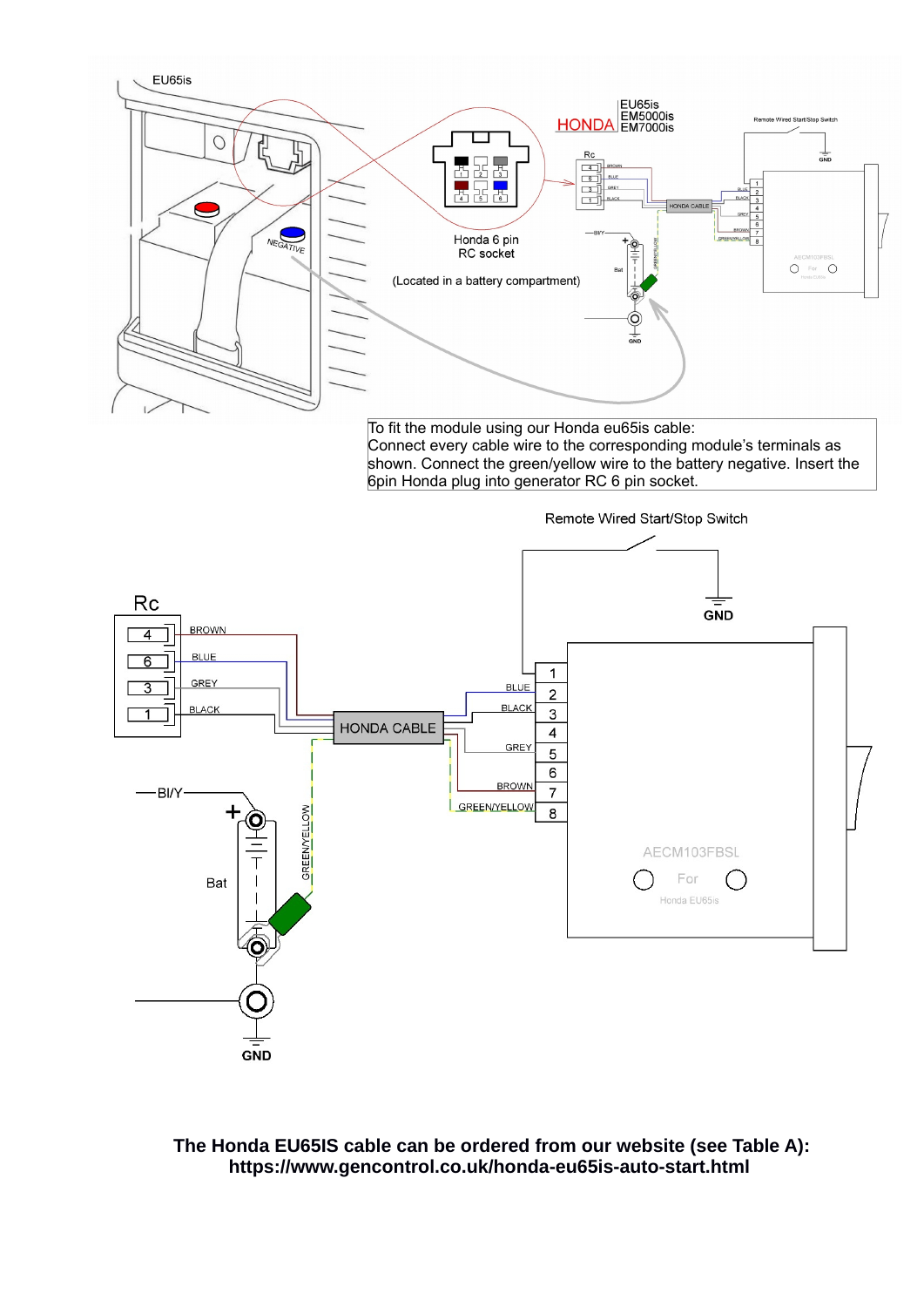EU65is

HONDA EU65is EM5000is EM7000is

Remote Wired Start/Stop Switch

Honda 6 pin RC socket

(Located in a battery compartment)

To fit the module using our Honda eu65is cable:
Connect every cable wire to the corresponding module's terminals as shown. Connect the green/yellow wire to the battery negative. Insert the 6pin Honda plug into generator RC 6 pin socket.

Remote Wired Start/Stop Switch

GND

Rc

4 BROWN
6 BLUE
3 GREY
1 BLACK

HONDA CABLE

BLUE 2
BLACK 3
4
GREY 5
6
BROWN 7
GREEN/YELLOW 8

Bl/Y

Bat

GREEN/YELLOW

GND

AECM103FBSL
For
Honda EU65is

**The Honda EU65IS cable can be ordered from our website (see Table A): https://www.gencontrol.co.uk/honda-eu65is-auto-start.html**